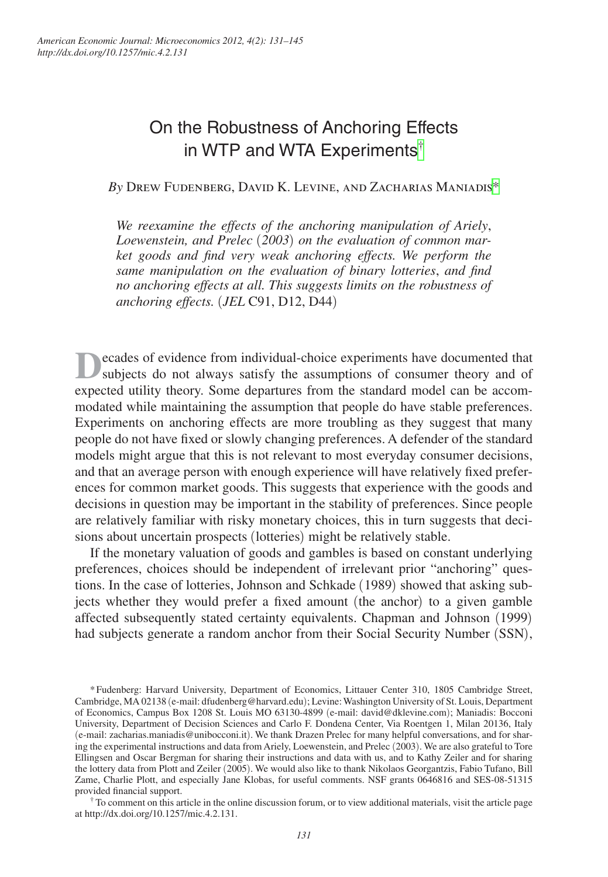# On the Robustness of Anchoring Effects in WTP and WTA Experiments[†]

*By* Drew Fudenberg, David K. Levine, and Zacharias Maniadis[*]

*We reexamine the effects of the anchoring manipulation of Ariely, Loewenstein, and Prelec (2003) on the evaluation of common market goods and find very weak anchoring effects. We perform the same manipulation on the evaluation of binary lotteries, and find no anchoring effects at all. This suggests limits on the robustness of anchoring effects.* (*JEL* C91, D12, D44)

Decades of evidence from individual-choice experiments have documented that subjects do not always satisfy the assumptions of consumer theory and of expected utility theory. Some departures from the standard model can be accommodated while maintaining the assumption that people do have stable preferences. Experiments on anchoring effects are more troubling as they suggest that many people do not have fixed or slowly changing preferences. A defender of the standard models might argue that this is not relevant to most everyday consumer decisions, and that an average person with enough experience will have relatively fixed preferences for common market goods. This suggests that experience with the goods and decisions in question may be important in the stability of preferences. Since people are relatively familiar with risky monetary choices, this in turn suggests that decisions about uncertain prospects (lotteries) might be relatively stable.

If the monetary valuation of goods and gambles is based on constant underlying preferences, choices should be independent of irrelevant prior "anchoring" questions. In the case of lotteries, Johnson and Schkade (1989) showed that asking subjects whether they would prefer a fixed amount (the anchor) to a given gamble affected subsequently stated certainty equivalents. Chapman and Johnson (1999) had subjects generate a random anchor from their Social Security Number (SSN),

---

[*] Fudenberg: Harvard University, Department of Economics, Littauer Center 310, 1805 Cambridge Street, Cambridge, MA 02138 (e-mail: dfudenberg@harvard.edu); Levine: Washington University of St. Louis, Department of Economics, Campus Box 1208 St. Louis MO 63130-4899 (e-mail: david@dklevine.com); Maniadis: Bocconi University, Department of Decision Sciences and Carlo F. Dondena Center, Via Roentgen 1, Milan 20136, Italy (e-mail: zacharias.maniadis@unibocconi.it). We thank Drazen Prelec for many helpful conversations, and for sharing the experimental instructions and data from Ariely, Loewenstein, and Prelec (2003). We are also grateful to Tore Ellingsen and Oscar Bergman for sharing their instructions and data with us, and to Kathy Zeiler and for sharing the lottery data from Plott and Zeiler (2005). We would also like to thank Nikolaos Georgantzis, Fabio Tufano, Bill Zame, Charlie Plott, and especially Jane Klobas, for useful comments. NSF grants 0646816 and SES-08-51315 provided financial support.

[†] To comment on this article in the online discussion forum, or to view additional materials, visit the article page at http://dx.doi.org/10.1257/mic.4.2.131.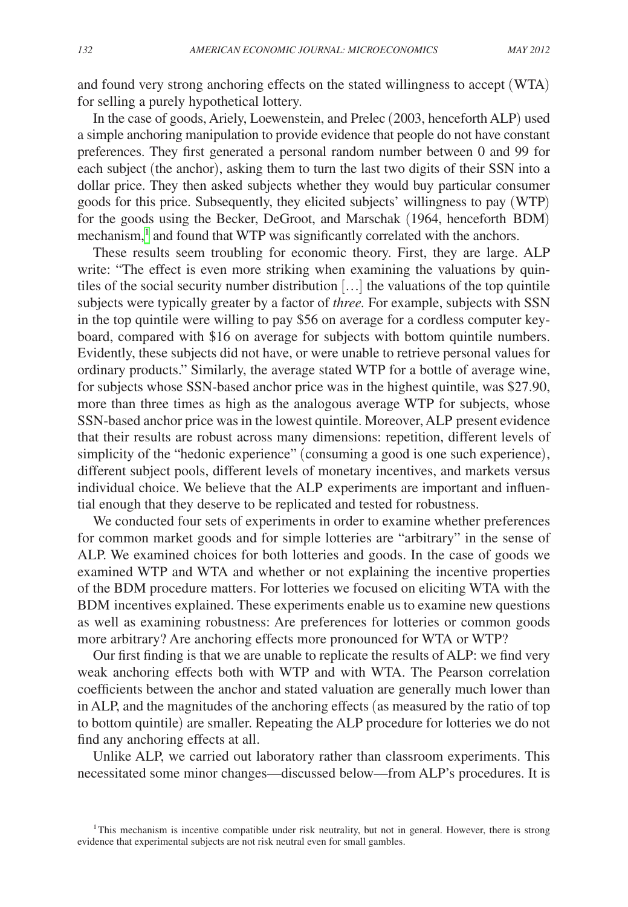and found very strong anchoring effects on the stated willingness to accept (WTA) for selling a purely hypothetical lottery.

In the case of goods, Ariely, Loewenstein, and Prelec (2003, henceforth ALP) used a simple anchoring manipulation to provide evidence that people do not have constant preferences. They first generated a personal random number between 0 and 99 for each subject (the anchor), asking them to turn the last two digits of their SSN into a dollar price. They then asked subjects whether they would buy particular consumer goods for this price. Subsequently, they elicited subjects' willingness to pay (WTP) for the goods using the Becker, DeGroot, and Marschak (1964, henceforth BDM) mechanism,[1] and found that WTP was significantly correlated with the anchors.

These results seem troubling for economic theory. First, they are large. ALP write: "The effect is even more striking when examining the valuations by quintiles of the social security number distribution […] the valuations of the top quintile subjects were typically greater by a factor of *three.* For example, subjects with SSN in the top quintile were willing to pay \$56 on average for a cordless computer keyboard, compared with \$16 on average for subjects with bottom quintile numbers. Evidently, these subjects did not have, or were unable to retrieve personal values for ordinary products." Similarly, the average stated WTP for a bottle of average wine, for subjects whose SSN-based anchor price was in the highest quintile, was \$27.90, more than three times as high as the analogous average WTP for subjects, whose SSN-based anchor price was in the lowest quintile. Moreover, ALP present evidence that their results are robust across many dimensions: repetition, different levels of simplicity of the "hedonic experience" (consuming a good is one such experience), different subject pools, different levels of monetary incentives, and markets versus individual choice. We believe that the ALP experiments are important and influential enough that they deserve to be replicated and tested for robustness.

We conducted four sets of experiments in order to examine whether preferences for common market goods and for simple lotteries are "arbitrary" in the sense of ALP. We examined choices for both lotteries and goods. In the case of goods we examined WTP and WTA and whether or not explaining the incentive properties of the BDM procedure matters. For lotteries we focused on eliciting WTA with the BDM incentives explained. These experiments enable us to examine new questions as well as examining robustness: Are preferences for lotteries or common goods more arbitrary? Are anchoring effects more pronounced for WTA or WTP?

Our first finding is that we are unable to replicate the results of ALP: we find very weak anchoring effects both with WTP and with WTA. The Pearson correlation coefficients between the anchor and stated valuation are generally much lower than in ALP, and the magnitudes of the anchoring effects (as measured by the ratio of top to bottom quintile) are smaller. Repeating the ALP procedure for lotteries we do not find any anchoring effects at all.

Unlike ALP, we carried out laboratory rather than classroom experiments. This necessitated some minor changes—discussed below—from ALP's procedures. It is

[1] This mechanism is incentive compatible under risk neutrality, but not in general. However, there is strong evidence that experimental subjects are not risk neutral even for small gambles.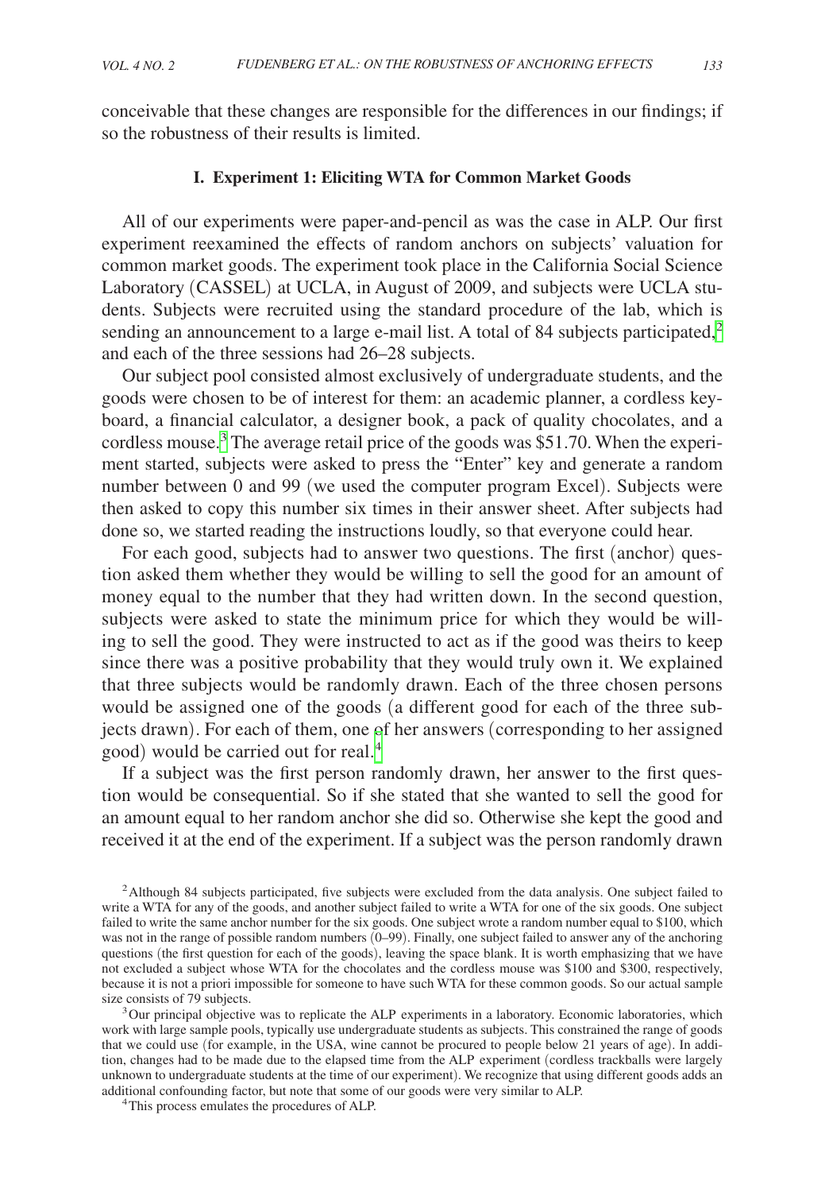conceivable that these changes are responsible for the differences in our findings; if so the robustness of their results is limited.

## I. Experiment 1: Eliciting WTA for Common Market Goods

All of our experiments were paper-and-pencil as was the case in ALP. Our first experiment reexamined the effects of random anchors on subjects' valuation for common market goods. The experiment took place in the California Social Science Laboratory (CASSEL) at UCLA, in August of 2009, and subjects were UCLA students. Subjects were recruited using the standard procedure of the lab, which is sending an announcement to a large e-mail list. A total of 84 subjects participated,[2] and each of the three sessions had 26–28 subjects.

Our subject pool consisted almost exclusively of undergraduate students, and the goods were chosen to be of interest for them: an academic planner, a cordless keyboard, a financial calculator, a designer book, a pack of quality chocolates, and a cordless mouse.[3] The average retail price of the goods was $51.70. When the experiment started, subjects were asked to press the "Enter" key and generate a random number between 0 and 99 (we used the computer program Excel). Subjects were then asked to copy this number six times in their answer sheet. After subjects had done so, we started reading the instructions loudly, so that everyone could hear.

For each good, subjects had to answer two questions. The first (anchor) question asked them whether they would be willing to sell the good for an amount of money equal to the number that they had written down. In the second question, subjects were asked to state the minimum price for which they would be willing to sell the good. They were instructed to act as if the good was theirs to keep since there was a positive probability that they would truly own it. We explained that three subjects would be randomly drawn. Each of the three chosen persons would be assigned one of the goods (a different good for each of the three subjects drawn). For each of them, one of her answers (corresponding to her assigned good) would be carried out for real.[4]

If a subject was the first person randomly drawn, her answer to the first question would be consequential. So if she stated that she wanted to sell the good for an amount equal to her random anchor she did so. Otherwise she kept the good and received it at the end of the experiment. If a subject was the person randomly drawn

[2] Although 84 subjects participated, five subjects were excluded from the data analysis. One subject failed to write a WTA for any of the goods, and another subject failed to write a WTA for one of the six goods. One subject failed to write the same anchor number for the six goods. One subject wrote a random number equal to $100, which was not in the range of possible random numbers (0–99). Finally, one subject failed to answer any of the anchoring questions (the first question for each of the goods), leaving the space blank. It is worth emphasizing that we have not excluded a subject whose WTA for the chocolates and the cordless mouse was $100 and $300, respectively, because it is not a priori impossible for someone to have such WTA for these common goods. So our actual sample size consists of 79 subjects.

[3] Our principal objective was to replicate the ALP experiments in a laboratory. Economic laboratories, which work with large sample pools, typically use undergraduate students as subjects. This constrained the range of goods that we could use (for example, in the USA, wine cannot be procured to people below 21 years of age). In addition, changes had to be made due to the elapsed time from the ALP experiment (cordless trackballs were largely unknown to undergraduate students at the time of our experiment). We recognize that using different goods adds an additional confounding factor, but note that some of our goods were very similar to ALP.

[4] This process emulates the procedures of ALP.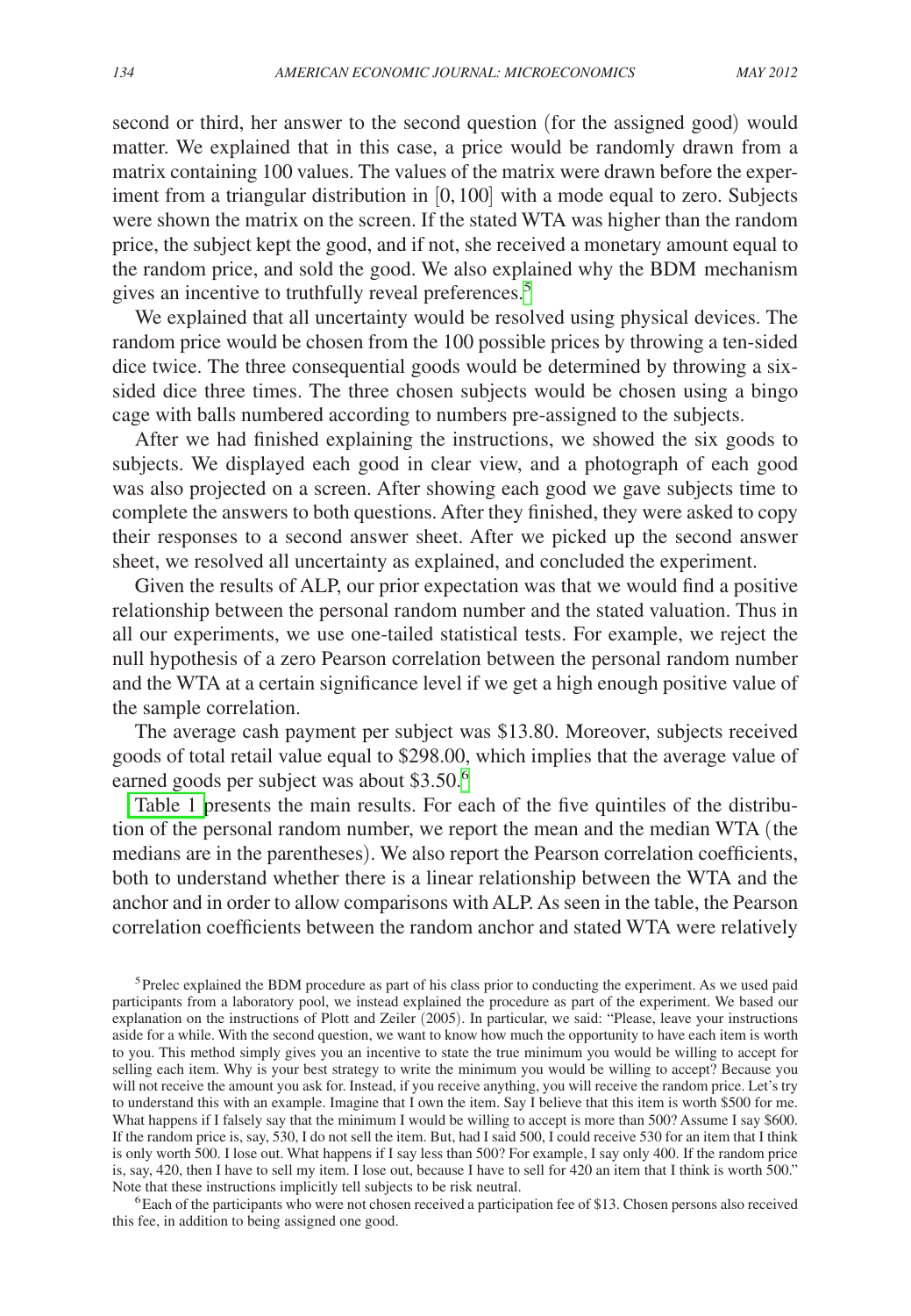second or third, her answer to the second question (for the assigned good) would matter. We explained that in this case, a price would be randomly drawn from a matrix containing 100 values. The values of the matrix were drawn before the experiment from a triangular distribution in $[0, 100]$ with a mode equal to zero. Subjects were shown the matrix on the screen. If the stated WTA was higher than the random price, the subject kept the good, and if not, she received a monetary amount equal to the random price, and sold the good. We also explained why the BDM mechanism gives an incentive to truthfully reveal preferences.[5]

We explained that all uncertainty would be resolved using physical devices. The random price would be chosen from the 100 possible prices by throwing a ten-sided dice twice. The three consequential goods would be determined by throwing a six-sided dice three times. The three chosen subjects would be chosen using a bingo cage with balls numbered according to numbers pre-assigned to the subjects.

After we had finished explaining the instructions, we showed the six goods to subjects. We displayed each good in clear view, and a photograph of each good was also projected on a screen. After showing each good we gave subjects time to complete the answers to both questions. After they finished, they were asked to copy their responses to a second answer sheet. After we picked up the second answer sheet, we resolved all uncertainty as explained, and concluded the experiment.

Given the results of ALP, our prior expectation was that we would find a positive relationship between the personal random number and the stated valuation. Thus in all our experiments, we use one-tailed statistical tests. For example, we reject the null hypothesis of a zero Pearson correlation between the personal random number and the WTA at a certain significance level if we get a high enough positive value of the sample correlation.

The average cash payment per subject was \$13.80. Moreover, subjects received goods of total retail value equal to \$298.00, which implies that the average value of earned goods per subject was about \$3.50.[6]

Table 1 presents the main results. For each of the five quintiles of the distribution of the personal random number, we report the mean and the median WTA (the medians are in the parentheses). We also report the Pearson correlation coefficients, both to understand whether there is a linear relationship between the WTA and the anchor and in order to allow comparisons with ALP. As seen in the table, the Pearson correlation coefficients between the random anchor and stated WTA were relatively

[5] Prelec explained the BDM procedure as part of his class prior to conducting the experiment. As we used paid participants from a laboratory pool, we instead explained the procedure as part of the experiment. We based our explanation on the instructions of Plott and Zeiler (2005). In particular, we said: "Please, leave your instructions aside for a while. With the second question, we want to know how much the opportunity to have each item is worth to you. This method simply gives you an incentive to state the true minimum you would be willing to accept for selling each item. Why is your best strategy to write the minimum you would be willing to accept? Because you will not receive the amount you ask for. Instead, if you receive anything, you will receive the random price. Let's try to understand this with an example. Imagine that I own the item. Say I believe that this item is worth \$500 for me. What happens if I falsely say that the minimum I would be willing to accept is more than 500? Assume I say \$600. If the random price is, say, 530, I do not sell the item. But, had I said 500, I could receive 530 for an item that I think is only worth 500. I lose out. What happens if I say less than 500? For example, I say only 400. If the random price is, say, 420, then I have to sell my item. I lose out, because I have to sell for 420 an item that I think is worth 500." Note that these instructions implicitly tell subjects to be risk neutral.

[6] Each of the participants who were not chosen received a participation fee of \$13. Chosen persons also received this fee, in addition to being assigned one good.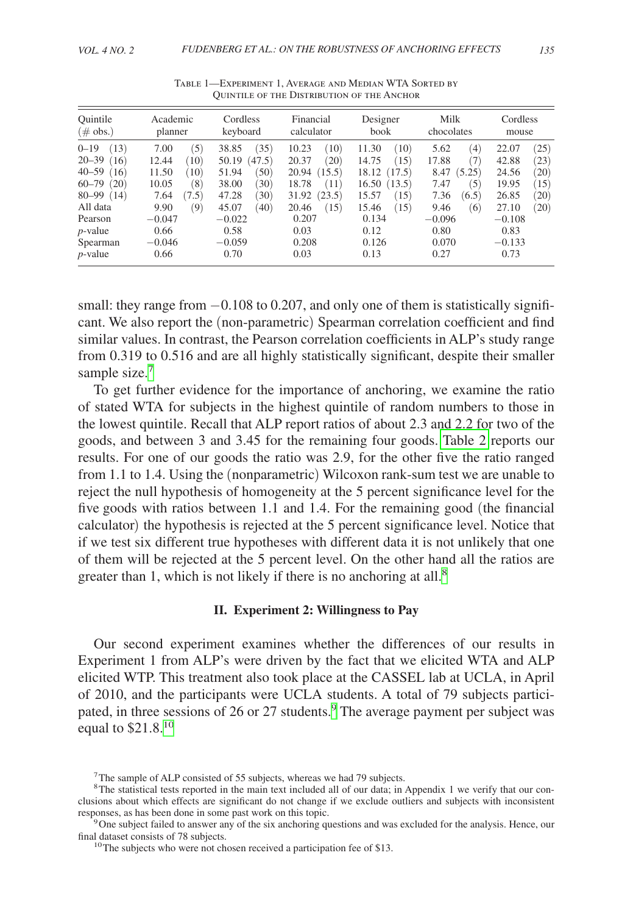Table 1—Experiment 1, Average and Median WTA Sorted by Quintile of the Distribution of the Anchor

| Quintile (# obs.) | Academic planner | Cordless keyboard | Financial calculator | Designer book | Milk chocolates | Cordless mouse |
|---|---|---|---|---|---|---|
| 0–19 (13) | 7.00 (5) | 38.85 (35) | 10.23 (10) | 11.30 (10) | 5.62 (4) | 22.07 (25) |
| 20–39 (16) | 12.44 (10) | 50.19 (47.5) | 20.37 (20) | 14.75 (15) | 17.88 (7) | 42.88 (23) |
| 40–59 (16) | 11.50 (10) | 51.94 (50) | 20.94 (15.5) | 18.12 (17.5) | 8.47 (5.25) | 24.56 (20) |
| 60–79 (20) | 10.05 (8) | 38.00 (30) | 18.78 (11) | 16.50 (13.5) | 7.47 (5) | 19.95 (15) |
| 80–99 (14) | 7.64 (7.5) | 47.28 (30) | 31.92 (23.5) | 15.57 (15) | 7.36 (6.5) | 26.85 (20) |
| All data | 9.90 (9) | 45.07 (40) | 20.46 (15) | 15.46 (15) | 9.46 (6) | 27.10 (20) |
| Pearson | −0.047 | −0.022 | 0.207 | 0.134 | −0.096 | −0.108 |
| *p*-value | 0.66 | 0.58 | 0.03 | 0.12 | 0.80 | 0.83 |
| Spearman | −0.046 | −0.059 | 0.208 | 0.126 | 0.070 | −0.133 |
| *p*-value | 0.66 | 0.70 | 0.03 | 0.13 | 0.27 | 0.73 |

small: they range from −0.108 to 0.207, and only one of them is statistically significant. We also report the (non-parametric) Spearman correlation coefficient and find similar values. In contrast, the Pearson correlation coefficients in ALP's study range from 0.319 to 0.516 and are all highly statistically significant, despite their smaller sample size.[7]

To get further evidence for the importance of anchoring, we examine the ratio of stated WTA for subjects in the highest quintile of random numbers to those in the lowest quintile. Recall that ALP report ratios of about 2.3 and 2.2 for two of the goods, and between 3 and 3.45 for the remaining four goods. Table 2 reports our results. For one of our goods the ratio was 2.9, for the other five the ratio ranged from 1.1 to 1.4. Using the (nonparametric) Wilcoxon rank-sum test we are unable to reject the null hypothesis of homogeneity at the 5 percent significance level for the five goods with ratios between 1.1 and 1.4. For the remaining good (the financial calculator) the hypothesis is rejected at the 5 percent significance level. Notice that if we test six different true hypotheses with different data it is not unlikely that one of them will be rejected at the 5 percent level. On the other hand all the ratios are greater than 1, which is not likely if there is no anchoring at all.[8]

## II. Experiment 2: Willingness to Pay

Our second experiment examines whether the differences of our results in Experiment 1 from ALP's were driven by the fact that we elicited WTA and ALP elicited WTP. This treatment also took place at the CASSEL lab at UCLA, in April of 2010, and the participants were UCLA students. A total of 79 subjects participated, in three sessions of 26 or 27 students.[9] The average payment per subject was equal to $21.8.[10]

---

[7] The sample of ALP consisted of 55 subjects, whereas we had 79 subjects.

[8] The statistical tests reported in the main text included all of our data; in Appendix 1 we verify that our conclusions about which effects are significant do not change if we exclude outliers and subjects with inconsistent responses, as has been done in some past work on this topic.

[9] One subject failed to answer any of the six anchoring questions and was excluded for the analysis. Hence, our final dataset consists of 78 subjects.

[10] The subjects who were not chosen received a participation fee of $13.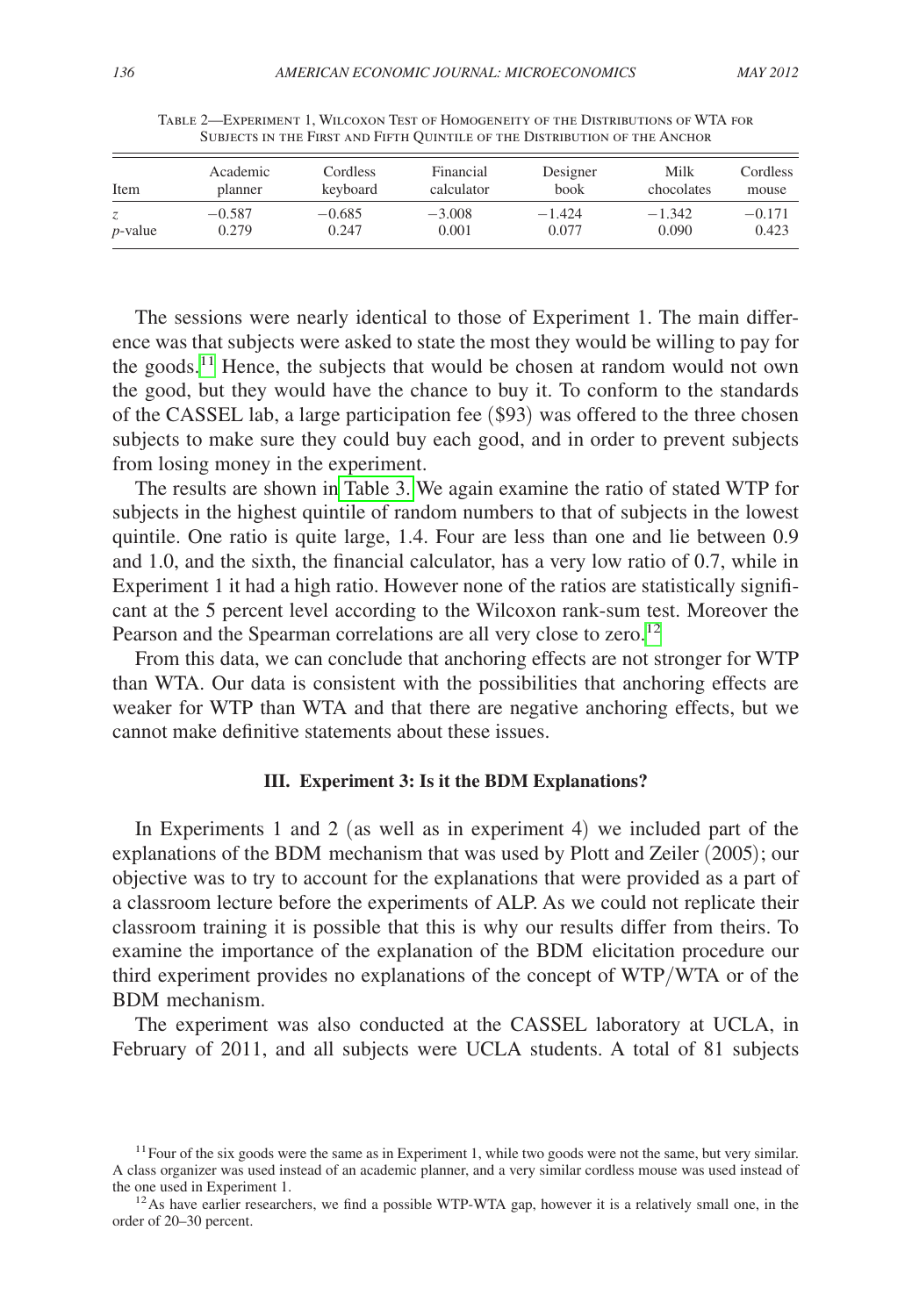Table 2—Experiment 1, Wilcoxon Test of Homogeneity of the Distributions of WTA for Subjects in the First and Fifth Quintile of the Distribution of the Anchor

| Item | Academic planner | Cordless keyboard | Financial calculator | Designer book | Milk chocolates | Cordless mouse |
|---|---|---|---|---|---|---|
| $z$ | −0.587 | −0.685 | −3.008 | −1.424 | −1.342 | −0.171 |
| $p$-value | 0.279 | 0.247 | 0.001 | 0.077 | 0.090 | 0.423 |

The sessions were nearly identical to those of Experiment 1. The main difference was that subjects were asked to state the most they would be willing to pay for the goods.[11] Hence, the subjects that would be chosen at random would not own the good, but they would have the chance to buy it. To conform to the standards of the CASSEL lab, a large participation fee (\$93) was offered to the three chosen subjects to make sure they could buy each good, and in order to prevent subjects from losing money in the experiment.

The results are shown in Table 3. We again examine the ratio of stated WTP for subjects in the highest quintile of random numbers to that of subjects in the lowest quintile. One ratio is quite large, 1.4. Four are less than one and lie between 0.9 and 1.0, and the sixth, the financial calculator, has a very low ratio of 0.7, while in Experiment 1 it had a high ratio. However none of the ratios are statistically significant at the 5 percent level according to the Wilcoxon rank-sum test. Moreover the Pearson and the Spearman correlations are all very close to zero.[12]

From this data, we can conclude that anchoring effects are not stronger for WTP than WTA. Our data is consistent with the possibilities that anchoring effects are weaker for WTP than WTA and that there are negative anchoring effects, but we cannot make definitive statements about these issues.

## III. Experiment 3: Is it the BDM Explanations?

In Experiments 1 and 2 (as well as in experiment 4) we included part of the explanations of the BDM mechanism that was used by Plott and Zeiler (2005); our objective was to try to account for the explanations that were provided as a part of a classroom lecture before the experiments of ALP. As we could not replicate their classroom training it is possible that this is why our results differ from theirs. To examine the importance of the explanation of the BDM elicitation procedure our third experiment provides no explanations of the concept of WTP/WTA or of the BDM mechanism.

The experiment was also conducted at the CASSEL laboratory at UCLA, in February of 2011, and all subjects were UCLA students. A total of 81 subjects

[11] Four of the six goods were the same as in Experiment 1, while two goods were not the same, but very similar. A class organizer was used instead of an academic planner, and a very similar cordless mouse was used instead of the one used in Experiment 1.

[12] As have earlier researchers, we find a possible WTP-WTA gap, however it is a relatively small one, in the order of 20–30 percent.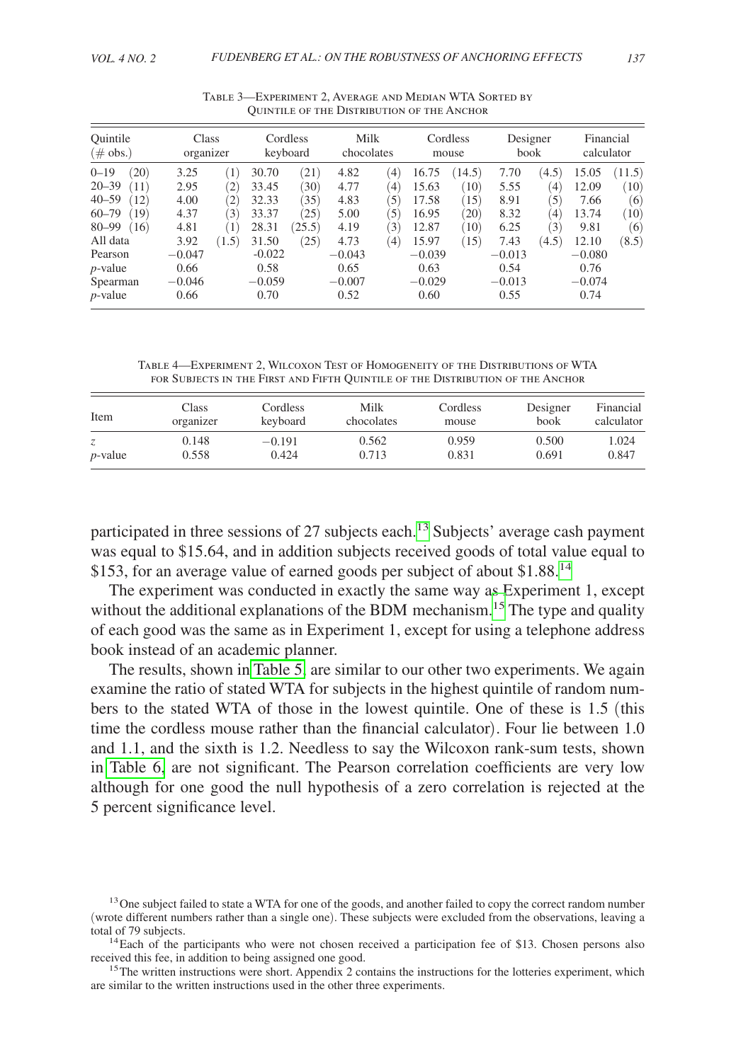Table 3—Experiment 2, Average and Median WTA Sorted by Quintile of the Distribution of the Anchor

| Quintile (# obs.) | Class organizer | | Cordless keyboard | | Milk chocolates | | Cordless mouse | | Designer book | | Financial calculator | |
|---|---|---|---|---|---|---|---|---|---|---|---|---|
| 0–19 (20) | 3.25 | (1) | 30.70 | (21) | 4.82 | (4) | 16.75 | (14.5) | 7.70 | (4.5) | 15.05 | (11.5) |
| 20–39 (11) | 2.95 | (2) | 33.45 | (30) | 4.77 | (4) | 15.63 | (10) | 5.55 | (4) | 12.09 | (10) |
| 40–59 (12) | 4.00 | (2) | 32.33 | (35) | 4.83 | (5) | 17.58 | (15) | 8.91 | (5) | 7.66 | (6) |
| 60–79 (19) | 4.37 | (3) | 33.37 | (25) | 5.00 | (5) | 16.95 | (20) | 8.32 | (4) | 13.74 | (10) |
| 80–99 (16) | 4.81 | (1) | 28.31 | (25.5) | 4.19 | (3) | 12.87 | (10) | 6.25 | (3) | 9.81 | (6) |
| All data | 3.92 | (1.5) | 31.50 | (25) | 4.73 | (4) | 15.97 | (15) | 7.43 | (4.5) | 12.10 | (8.5) |
| Pearson | −0.047 | | -0.022 | | −0.043 | | −0.039 | | −0.013 | | −0.080 | |
| *p*-value | 0.66 | | 0.58 | | 0.65 | | 0.63 | | 0.54 | | 0.76 | |
| Spearman | −0.046 | | −0.059 | | −0.007 | | −0.029 | | −0.013 | | −0.074 | |
| *p*-value | 0.66 | | 0.70 | | 0.52 | | 0.60 | | 0.55 | | 0.74 | |

Table 4—Experiment 2, Wilcoxon Test of Homogeneity of the Distributions of WTA for Subjects in the First and Fifth Quintile of the Distribution of the Anchor

| Item | Class organizer | Cordless keyboard | Milk chocolates | Cordless mouse | Designer book | Financial calculator |
|---|---|---|---|---|---|---|
| $z$ | 0.148 | −0.191 | 0.562 | 0.959 | 0.500 | 1.024 |
| *p*-value | 0.558 | 0.424 | 0.713 | 0.831 | 0.691 | 0.847 |

participated in three sessions of 27 subjects each.[13] Subjects' average cash payment was equal to \$15.64, and in addition subjects received goods of total value equal to \$153, for an average value of earned goods per subject of about \$1.88.[14]

The experiment was conducted in exactly the same way as Experiment 1, except without the additional explanations of the BDM mechanism.[15] The type and quality of each good was the same as in Experiment 1, except for using a telephone address book instead of an academic planner.

The results, shown in Table 5, are similar to our other two experiments. We again examine the ratio of stated WTA for subjects in the highest quintile of random numbers to the stated WTA of those in the lowest quintile. One of these is 1.5 (this time the cordless mouse rather than the financial calculator). Four lie between 1.0 and 1.1, and the sixth is 1.2. Needless to say the Wilcoxon rank-sum tests, shown in Table 6, are not significant. The Pearson correlation coefficients are very low although for one good the null hypothesis of a zero correlation is rejected at the 5 percent significance level.

[13] One subject failed to state a WTA for one of the goods, and another failed to copy the correct random number (wrote different numbers rather than a single one). These subjects were excluded from the observations, leaving a total of 79 subjects.

[14] Each of the participants who were not chosen received a participation fee of \$13. Chosen persons also received this fee, in addition to being assigned one good.

[15] The written instructions were short. Appendix 2 contains the instructions for the lotteries experiment, which are similar to the written instructions used in the other three experiments.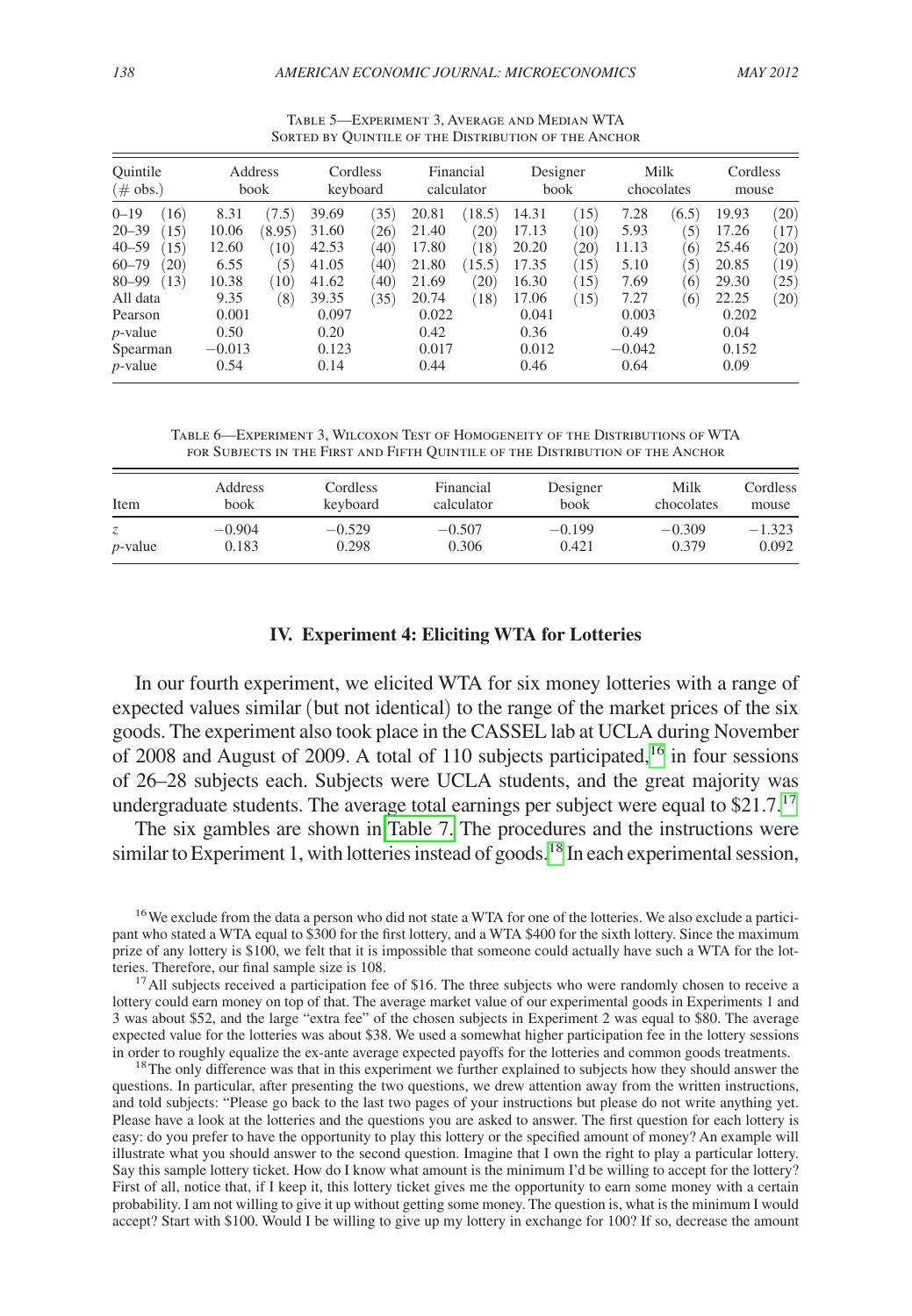Table 5—Experiment 3, Average and Median WTA Sorted by Quintile of the Distribution of the Anchor

| Quintile (# obs.) | | Address book | | Cordless keyboard | | Financial calculator | | Designer book | | Milk chocolates | | Cordless mouse | |
|---|---|---|---|---|---|---|---|---|---|---|---|---|---|
| 0–19 | (16) | 8.31 | (7.5) | 39.69 | (35) | 20.81 | (18.5) | 14.31 | (15) | 7.28 | (6.5) | 19.93 | (20) |
| 20–39 | (15) | 10.06 | (8.95) | 31.60 | (26) | 21.40 | (20) | 17.13 | (10) | 5.93 | (5) | 17.26 | (17) |
| 40–59 | (15) | 12.60 | (10) | 42.53 | (40) | 17.80 | (18) | 20.20 | (20) | 11.13 | (6) | 25.46 | (20) |
| 60–79 | (20) | 6.55 | (5) | 41.05 | (40) | 21.80 | (15.5) | 17.35 | (15) | 5.10 | (5) | 20.85 | (19) |
| 80–99 | (13) | 10.38 | (10) | 41.62 | (40) | 21.69 | (20) | 16.30 | (15) | 7.69 | (6) | 29.30 | (25) |
| All data | | 9.35 | (8) | 39.35 | (35) | 20.74 | (18) | 17.06 | (15) | 7.27 | (6) | 22.25 | (20) |
| Pearson | | 0.001 | | 0.097 | | 0.022 | | 0.041 | | 0.003 | | 0.202 | |
| *p*-value | | 0.50 | | 0.20 | | 0.42 | | 0.36 | | 0.49 | | 0.04 | |
| Spearman | | −0.013 | | 0.123 | | 0.017 | | 0.012 | | −0.042 | | 0.152 | |
| *p*-value | | 0.54 | | 0.14 | | 0.44 | | 0.46 | | 0.64 | | 0.09 | |

Table 6—Experiment 3, Wilcoxon Test of Homogeneity of the Distributions of WTA for Subjects in the First and Fifth Quintile of the Distribution of the Anchor

| Item | Address book | Cordless keyboard | Financial calculator | Designer book | Milk chocolates | Cordless mouse |
|---|---|---|---|---|---|---|
| $z$ | −0.904 | −0.529 | −0.507 | −0.199 | −0.309 | −1.323 |
| *p*-value | 0.183 | 0.298 | 0.306 | 0.421 | 0.379 | 0.092 |

## IV. Experiment 4: Eliciting WTA for Lotteries

In our fourth experiment, we elicited WTA for six money lotteries with a range of expected values similar (but not identical) to the range of the market prices of the six goods. The experiment also took place in the CASSEL lab at UCLA during November of 2008 and August of 2009. A total of 110 subjects participated,[16] in four sessions of 26–28 subjects each. Subjects were UCLA students, and the great majority was undergraduate students. The average total earnings per subject were equal to \$21.7.[17]

The six gambles are shown in Table 7. The procedures and the instructions were similar to Experiment 1, with lotteries instead of goods.[18] In each experimental session,

[16] We exclude from the data a person who did not state a WTA for one of the lotteries. We also exclude a participant who stated a WTA equal to \$300 for the first lottery, and a WTA \$400 for the sixth lottery. Since the maximum prize of any lottery is \$100, we felt that it is impossible that someone could actually have such a WTA for the lotteries. Therefore, our final sample size is 108.

[17] All subjects received a participation fee of \$16. The three subjects who were randomly chosen to receive a lottery could earn money on top of that. The average market value of our experimental goods in Experiments 1 and 3 was about \$52, and the large "extra fee" of the chosen subjects in Experiment 2 was equal to \$80. The average expected value for the lotteries was about \$38. We used a somewhat higher participation fee in the lottery sessions in order to roughly equalize the ex-ante average expected payoffs for the lotteries and common goods treatments.

[18] The only difference was that in this experiment we further explained to subjects how they should answer the questions. In particular, after presenting the two questions, we drew attention away from the written instructions, and told subjects: "Please go back to the last two pages of your instructions but please do not write anything yet. Please have a look at the lotteries and the questions you are asked to answer. The first question for each lottery is easy: do you prefer to have the opportunity to play this lottery or the specified amount of money? An example will illustrate what you should answer to the second question. Imagine that I own the right to play a particular lottery. Say this sample lottery ticket. How do I know what amount is the minimum I'd be willing to accept for the lottery? First of all, notice that, if I keep it, this lottery ticket gives me the opportunity to earn some money with a certain probability. I am not willing to give it up without getting some money. The question is, what is the minimum I would accept? Start with \$100. Would I be willing to give up my lottery in exchange for 100? If so, decrease the amount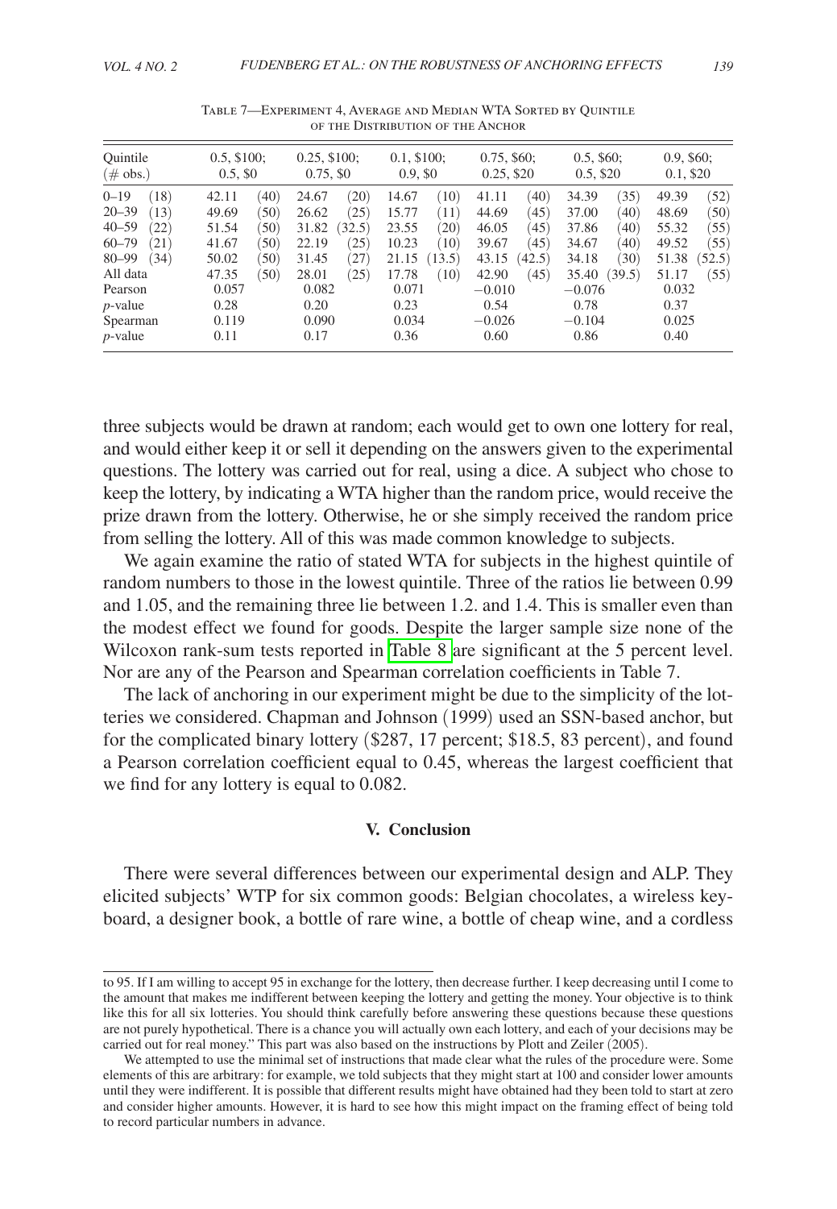Table 7—Experiment 4, Average and Median WTA Sorted by Quintile of the Distribution of the Anchor

| Quintile (# obs.) | | 0.5, \$100; 0.5, \$0 | | 0.25, \$100; 0.75, \$0 | | 0.1, \$100; 0.9, \$0 | | 0.75, \$60; 0.25, \$20 | | 0.5, \$60; 0.5, \$20 | | 0.9, \$60; 0.1, \$20 | |
|---|---|---|---|---|---|---|---|---|---|---|---|---|---|
| 0–19 | (18) | 42.11 | (40) | 24.67 | (20) | 14.67 | (10) | 41.11 | (40) | 34.39 | (35) | 49.39 | (52) |
| 20–39 | (13) | 49.69 | (50) | 26.62 | (25) | 15.77 | (11) | 44.69 | (45) | 37.00 | (40) | 48.69 | (50) |
| 40–59 | (22) | 51.54 | (50) | 31.82 | (32.5) | 23.55 | (20) | 46.05 | (45) | 37.86 | (40) | 55.32 | (55) |
| 60–79 | (21) | 41.67 | (50) | 22.19 | (25) | 10.23 | (10) | 39.67 | (45) | 34.67 | (40) | 49.52 | (55) |
| 80–99 | (34) | 50.02 | (50) | 31.45 | (27) | 21.15 | (13.5) | 43.15 | (42.5) | 34.18 | (30) | 51.38 | (52.5) |
| All data | | 47.35 | (50) | 28.01 | (25) | 17.78 | (10) | 42.90 | (45) | 35.40 | (39.5) | 51.17 | (55) |
| Pearson | | 0.057 | | 0.082 | | 0.071 | | −0.010 | | −0.076 | | 0.032 | |
| *p*-value | | 0.28 | | 0.20 | | 0.23 | | 0.54 | | 0.78 | | 0.37 | |
| Spearman | | 0.119 | | 0.090 | | 0.034 | | −0.026 | | −0.104 | | 0.025 | |
| *p*-value | | 0.11 | | 0.17 | | 0.36 | | 0.60 | | 0.86 | | 0.40 | |

three subjects would be drawn at random; each would get to own one lottery for real, and would either keep it or sell it depending on the answers given to the experimental questions. The lottery was carried out for real, using a dice. A subject who chose to keep the lottery, by indicating a WTA higher than the random price, would receive the prize drawn from the lottery. Otherwise, he or she simply received the random price from selling the lottery. All of this was made common knowledge to subjects.

We again examine the ratio of stated WTA for subjects in the highest quintile of random numbers to those in the lowest quintile. Three of the ratios lie between 0.99 and 1.05, and the remaining three lie between 1.2. and 1.4. This is smaller even than the modest effect we found for goods. Despite the larger sample size none of the Wilcoxon rank-sum tests reported in Table 8 are significant at the 5 percent level. Nor are any of the Pearson and Spearman correlation coefficients in Table 7.

The lack of anchoring in our experiment might be due to the simplicity of the lotteries we considered. Chapman and Johnson (1999) used an SSN-based anchor, but for the complicated binary lottery (\$287, 17 percent; \$18.5, 83 percent), and found a Pearson correlation coefficient equal to 0.45, whereas the largest coefficient that we find for any lottery is equal to 0.082.

## V. Conclusion

There were several differences between our experimental design and ALP. They elicited subjects' WTP for six common goods: Belgian chocolates, a wireless keyboard, a designer book, a bottle of rare wine, a bottle of cheap wine, and a cordless

to 95. If I am willing to accept 95 in exchange for the lottery, then decrease further. I keep decreasing until I come to the amount that makes me indifferent between keeping the lottery and getting the money. Your objective is to think like this for all six lotteries. You should think carefully before answering these questions because these questions are not purely hypothetical. There is a chance you will actually own each lottery, and each of your decisions may be carried out for real money." This part was also based on the instructions by Plott and Zeiler (2005).

We attempted to use the minimal set of instructions that made clear what the rules of the procedure were. Some elements of this are arbitrary: for example, we told subjects that they might start at 100 and consider lower amounts until they were indifferent. It is possible that different results might have obtained had they been told to start at zero and consider higher amounts. However, it is hard to see how this might impact on the framing effect of being told to record particular numbers in advance.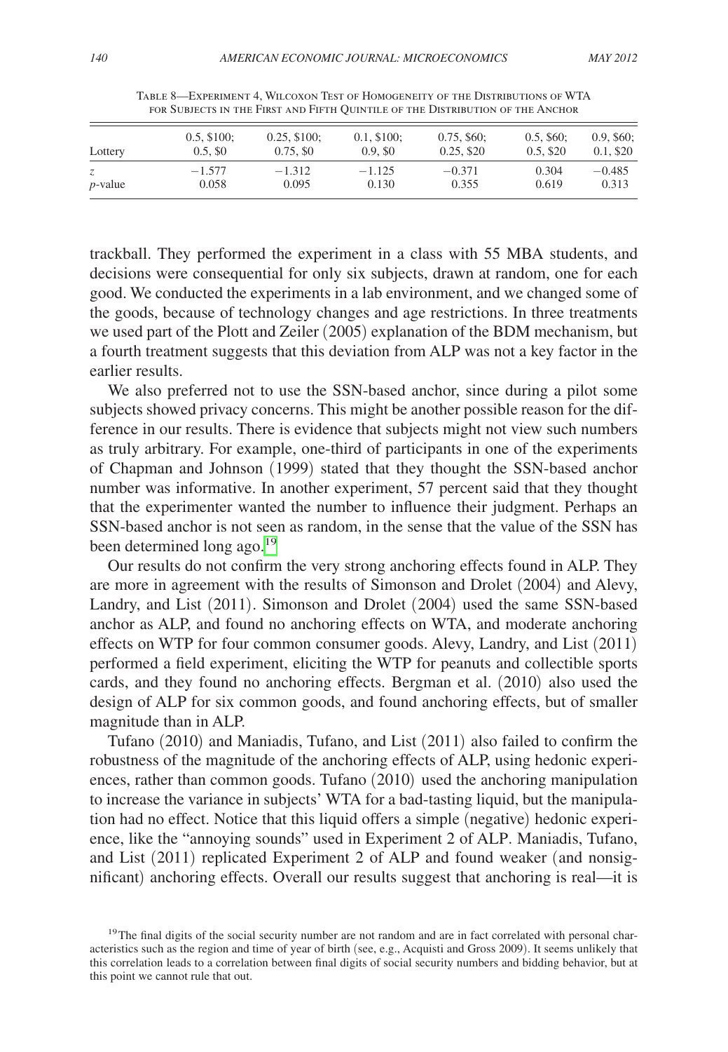Table 8—Experiment 4, Wilcoxon Test of Homogeneity of the Distributions of WTA for Subjects in the First and Fifth Quintile of the Distribution of the Anchor

| Lottery | 0.5, \$100; 0.5, \$0 | 0.25, \$100; 0.75, \$0 | 0.1, \$100; 0.9, \$0 | 0.75, \$60; 0.25, \$20 | 0.5, \$60; 0.5, \$20 | 0.9, \$60; 0.1, \$20 |
|---|---|---|---|---|---|---|
| $z$ | −1.577 | −1.312 | −1.125 | −0.371 | 0.304 | −0.485 |
| $p$-value | 0.058 | 0.095 | 0.130 | 0.355 | 0.619 | 0.313 |

trackball. They performed the experiment in a class with 55 MBA students, and decisions were consequential for only six subjects, drawn at random, one for each good. We conducted the experiments in a lab environment, and we changed some of the goods, because of technology changes and age restrictions. In three treatments we used part of the Plott and Zeiler (2005) explanation of the BDM mechanism, but a fourth treatment suggests that this deviation from ALP was not a key factor in the earlier results.

We also preferred not to use the SSN-based anchor, since during a pilot some subjects showed privacy concerns. This might be another possible reason for the difference in our results. There is evidence that subjects might not view such numbers as truly arbitrary. For example, one-third of participants in one of the experiments of Chapman and Johnson (1999) stated that they thought the SSN-based anchor number was informative. In another experiment, 57 percent said that they thought that the experimenter wanted the number to influence their judgment. Perhaps an SSN-based anchor is not seen as random, in the sense that the value of the SSN has been determined long ago.[19]

Our results do not confirm the very strong anchoring effects found in ALP. They are more in agreement with the results of Simonson and Drolet (2004) and Alevy, Landry, and List (2011). Simonson and Drolet (2004) used the same SSN-based anchor as ALP, and found no anchoring effects on WTA, and moderate anchoring effects on WTP for four common consumer goods. Alevy, Landry, and List (2011) performed a field experiment, eliciting the WTP for peanuts and collectible sports cards, and they found no anchoring effects. Bergman et al. (2010) also used the design of ALP for six common goods, and found anchoring effects, but of smaller magnitude than in ALP.

Tufano (2010) and Maniadis, Tufano, and List (2011) also failed to confirm the robustness of the magnitude of the anchoring effects of ALP, using hedonic experiences, rather than common goods. Tufano (2010) used the anchoring manipulation to increase the variance in subjects' WTA for a bad-tasting liquid, but the manipulation had no effect. Notice that this liquid offers a simple (negative) hedonic experience, like the "annoying sounds" used in Experiment 2 of ALP. Maniadis, Tufano, and List (2011) replicated Experiment 2 of ALP and found weaker (and nonsignificant) anchoring effects. Overall our results suggest that anchoring is real—it is

[19] The final digits of the social security number are not random and are in fact correlated with personal characteristics such as the region and time of year of birth (see, e.g., Acquisti and Gross 2009). It seems unlikely that this correlation leads to a correlation between final digits of social security numbers and bidding behavior, but at this point we cannot rule that out.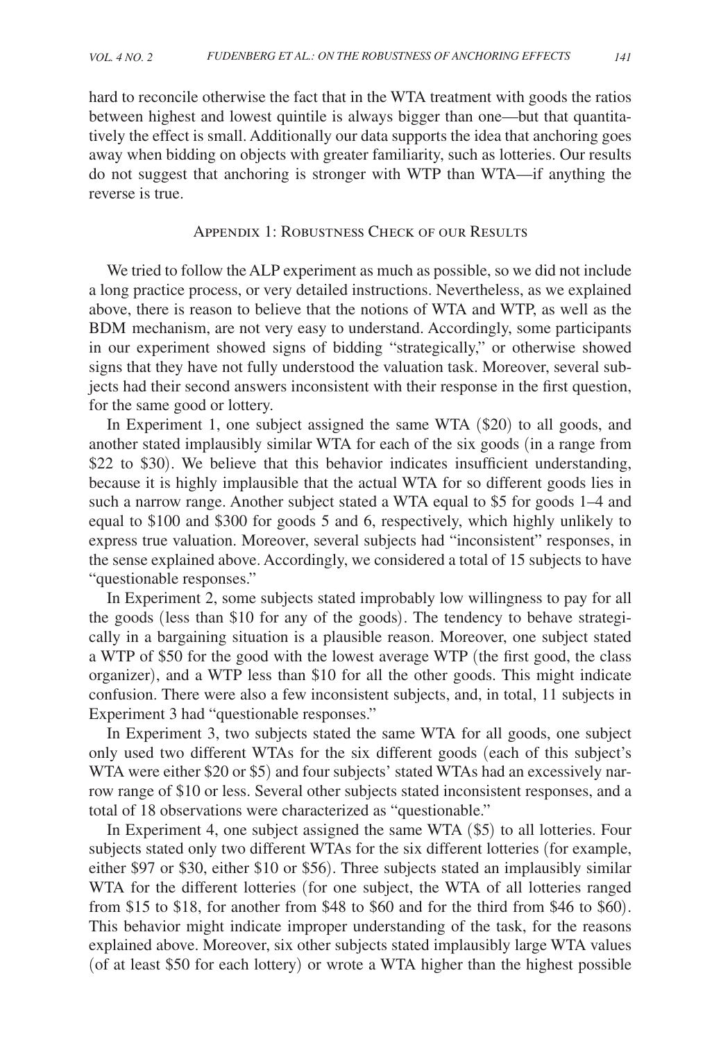hard to reconcile otherwise the fact that in the WTA treatment with goods the ratios between highest and lowest quintile is always bigger than one—but that quantitatively the effect is small. Additionally our data supports the idea that anchoring goes away when bidding on objects with greater familiarity, such as lotteries. Our results do not suggest that anchoring is stronger with WTP than WTA—if anything the reverse is true.

## Appendix 1: Robustness Check of our Results

We tried to follow the ALP experiment as much as possible, so we did not include a long practice process, or very detailed instructions. Nevertheless, as we explained above, there is reason to believe that the notions of WTA and WTP, as well as the BDM mechanism, are not very easy to understand. Accordingly, some participants in our experiment showed signs of bidding "strategically," or otherwise showed signs that they have not fully understood the valuation task. Moreover, several subjects had their second answers inconsistent with their response in the first question, for the same good or lottery.

In Experiment 1, one subject assigned the same WTA ($20) to all goods, and another stated implausibly similar WTA for each of the six goods (in a range from $22 to $30). We believe that this behavior indicates insufficient understanding, because it is highly implausible that the actual WTA for so different goods lies in such a narrow range. Another subject stated a WTA equal to $5 for goods 1–4 and equal to $100 and $300 for goods 5 and 6, respectively, which highly unlikely to express true valuation. Moreover, several subjects had "inconsistent" responses, in the sense explained above. Accordingly, we considered a total of 15 subjects to have "questionable responses."

In Experiment 2, some subjects stated improbably low willingness to pay for all the goods (less than $10 for any of the goods). The tendency to behave strategically in a bargaining situation is a plausible reason. Moreover, one subject stated a WTP of $50 for the good with the lowest average WTP (the first good, the class organizer), and a WTP less than $10 for all the other goods. This might indicate confusion. There were also a few inconsistent subjects, and, in total, 11 subjects in Experiment 3 had "questionable responses."

In Experiment 3, two subjects stated the same WTA for all goods, one subject only used two different WTAs for the six different goods (each of this subject's WTA were either $20 or $5) and four subjects' stated WTAs had an excessively narrow range of $10 or less. Several other subjects stated inconsistent responses, and a total of 18 observations were characterized as "questionable."

In Experiment 4, one subject assigned the same WTA ($5) to all lotteries. Four subjects stated only two different WTAs for the six different lotteries (for example, either $97 or $30, either $10 or $56). Three subjects stated an implausibly similar WTA for the different lotteries (for one subject, the WTA of all lotteries ranged from $15 to $18, for another from $48 to $60 and for the third from $46 to $60). This behavior might indicate improper understanding of the task, for the reasons explained above. Moreover, six other subjects stated implausibly large WTA values (of at least $50 for each lottery) or wrote a WTA higher than the highest possible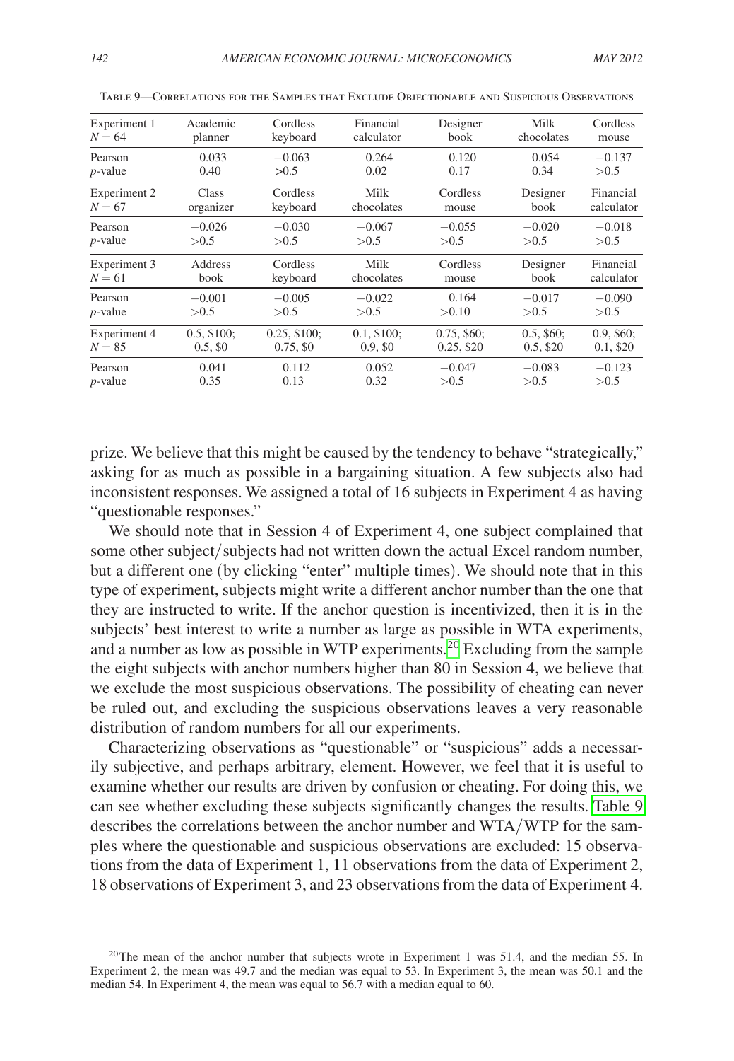Table 9—Correlations for the Samples that Exclude Objectionable and Suspicious Observations

| Experiment 1 $N = 64$ | Academic planner | Cordless keyboard | Financial calculator | Designer book | Milk chocolates | Cordless mouse |
|---|---|---|---|---|---|---|
| Pearson | 0.033 | −0.063 | 0.264 | 0.120 | 0.054 | −0.137 |
| $p$-value | 0.40 | >0.5 | 0.02 | 0.17 | 0.34 | >0.5 |
| **Experiment 2 $N = 67$** | **Class organizer** | **Cordless keyboard** | **Milk chocolates** | **Cordless mouse** | **Designer book** | **Financial calculator** |
| Pearson | −0.026 | −0.030 | −0.067 | −0.055 | −0.020 | −0.018 |
| $p$-value | >0.5 | >0.5 | >0.5 | >0.5 | >0.5 | >0.5 |
| **Experiment 3 $N = 61$** | **Address book** | **Cordless keyboard** | **Milk chocolates** | **Cordless mouse** | **Designer book** | **Financial calculator** |
| Pearson | −0.001 | −0.005 | −0.022 | 0.164 | −0.017 | −0.090 |
| $p$-value | >0.5 | >0.5 | >0.5 | >0.10 | >0.5 | >0.5 |
| **Experiment 4 $N = 85$** | **0.5, \$100; 0.5, \$0** | **0.25, \$100; 0.75, \$0** | **0.1, \$100; 0.9, \$0** | **0.75, \$60; 0.25, \$20** | **0.5, \$60; 0.5, \$20** | **0.9, \$60; 0.1, \$20** |
| Pearson | 0.041 | 0.112 | 0.052 | −0.047 | −0.083 | −0.123 |
| $p$-value | 0.35 | 0.13 | 0.32 | >0.5 | >0.5 | >0.5 |

prize. We believe that this might be caused by the tendency to behave "strategically," asking for as much as possible in a bargaining situation. A few subjects also had inconsistent responses. We assigned a total of 16 subjects in Experiment 4 as having "questionable responses."

We should note that in Session 4 of Experiment 4, one subject complained that some other subject/subjects had not written down the actual Excel random number, but a different one (by clicking "enter" multiple times). We should note that in this type of experiment, subjects might write a different anchor number than the one that they are instructed to write. If the anchor question is incentivized, then it is in the subjects' best interest to write a number as large as possible in WTA experiments, and a number as low as possible in WTP experiments.[20] Excluding from the sample the eight subjects with anchor numbers higher than 80 in Session 4, we believe that we exclude the most suspicious observations. The possibility of cheating can never be ruled out, and excluding the suspicious observations leaves a very reasonable distribution of random numbers for all our experiments.

Characterizing observations as "questionable" or "suspicious" adds a necessarily subjective, and perhaps arbitrary, element. However, we feel that it is useful to examine whether our results are driven by confusion or cheating. For doing this, we can see whether excluding these subjects significantly changes the results. Table 9 describes the correlations between the anchor number and WTA/WTP for the samples where the questionable and suspicious observations are excluded: 15 observations from the data of Experiment 1, 11 observations from the data of Experiment 2, 18 observations of Experiment 3, and 23 observations from the data of Experiment 4.

[20]The mean of the anchor number that subjects wrote in Experiment 1 was 51.4, and the median 55. In Experiment 2, the mean was 49.7 and the median was equal to 53. In Experiment 3, the mean was 50.1 and the median 54. In Experiment 4, the mean was equal to 56.7 with a median equal to 60.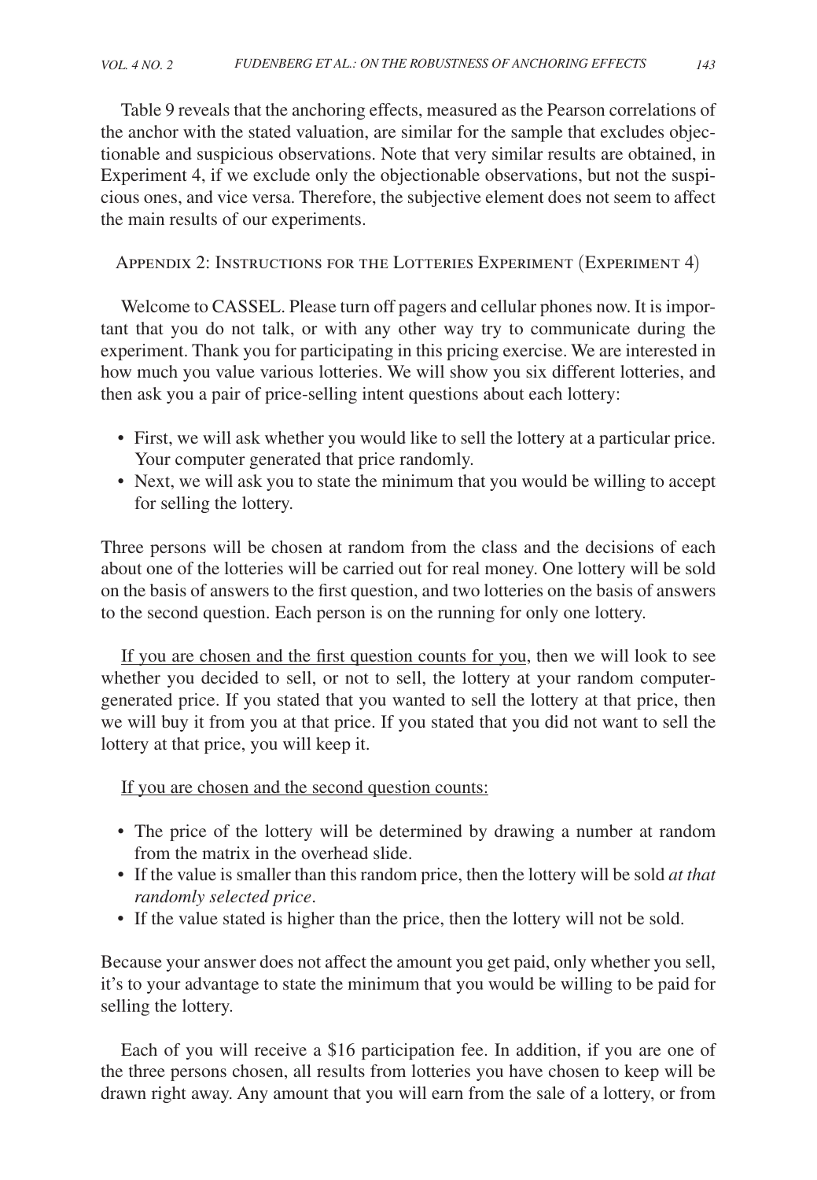Table 9 reveals that the anchoring effects, measured as the Pearson correlations of the anchor with the stated valuation, are similar for the sample that excludes objectionable and suspicious observations. Note that very similar results are obtained, in Experiment 4, if we exclude only the objectionable observations, but not the suspicious ones, and vice versa. Therefore, the subjective element does not seem to affect the main results of our experiments.

## Appendix 2: Instructions for the Lotteries Experiment (Experiment 4)

Welcome to CASSEL. Please turn off pagers and cellular phones now. It is important that you do not talk, or with any other way try to communicate during the experiment. Thank you for participating in this pricing exercise. We are interested in how much you value various lotteries. We will show you six different lotteries, and then ask you a pair of price-selling intent questions about each lottery:

- First, we will ask whether you would like to sell the lottery at a particular price. Your computer generated that price randomly.
- Next, we will ask you to state the minimum that you would be willing to accept for selling the lottery.

Three persons will be chosen at random from the class and the decisions of each about one of the lotteries will be carried out for real money. One lottery will be sold on the basis of answers to the first question, and two lotteries on the basis of answers to the second question. Each person is on the running for only one lottery.

If you are chosen and the first question counts for you, then we will look to see whether you decided to sell, or not to sell, the lottery at your random computer-generated price. If you stated that you wanted to sell the lottery at that price, then we will buy it from you at that price. If you stated that you did not want to sell the lottery at that price, you will keep it.

If you are chosen and the second question counts:

- The price of the lottery will be determined by drawing a number at random from the matrix in the overhead slide.
- If the value is smaller than this random price, then the lottery will be sold *at that randomly selected price*.
- If the value stated is higher than the price, then the lottery will not be sold.

Because your answer does not affect the amount you get paid, only whether you sell, it's to your advantage to state the minimum that you would be willing to be paid for selling the lottery.

Each of you will receive a $16 participation fee. In addition, if you are one of the three persons chosen, all results from lotteries you have chosen to keep will be drawn right away. Any amount that you will earn from the sale of a lottery, or from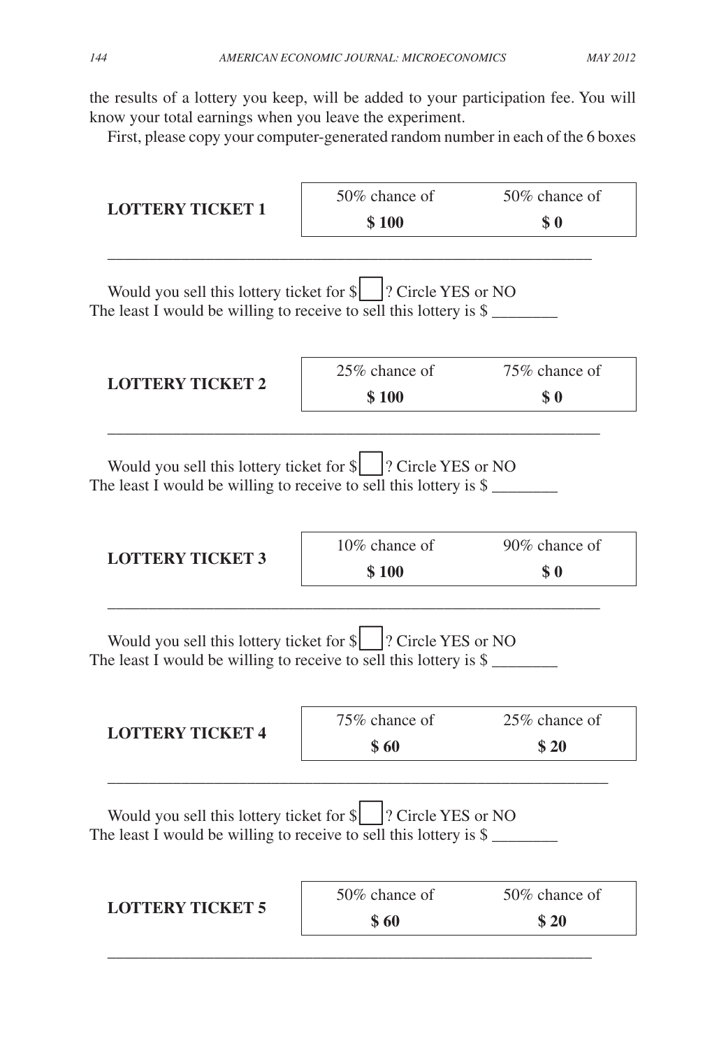the results of a lottery you keep, will be added to your participation fee. You will know your total earnings when you leave the experiment.

First, please copy your computer-generated random number in each of the 6 boxes

| **LOTTERY TICKET 1** | 50% chance of **$ 100** | 50% chance of **$ 0** |
|---|---|---|

_______________________________________________________________

Would you sell this lottery ticket for $[ ]? Circle YES or NO
The least I would be willing to receive to sell this lottery is $ ________

| **LOTTERY TICKET 2** | 25% chance of **$ 100** | 75% chance of **$ 0** |
|---|---|---|

_______________________________________________________________

Would you sell this lottery ticket for $[ ]? Circle YES or NO
The least I would be willing to receive to sell this lottery is $ ________

| **LOTTERY TICKET 3** | 10% chance of **$ 100** | 90% chance of **$ 0** |
|---|---|---|

_______________________________________________________________

Would you sell this lottery ticket for $[ ]? Circle YES or NO
The least I would be willing to receive to sell this lottery is $ ________

| **LOTTERY TICKET 4** | 75% chance of **$ 60** | 25% chance of **$ 20** |
|---|---|---|

_______________________________________________________________

Would you sell this lottery ticket for $[ ]? Circle YES or NO
The least I would be willing to receive to sell this lottery is $ ________

| **LOTTERY TICKET 5** | 50% chance of **$ 60** | 50% chance of **$ 20** |
|---|---|---|

_______________________________________________________________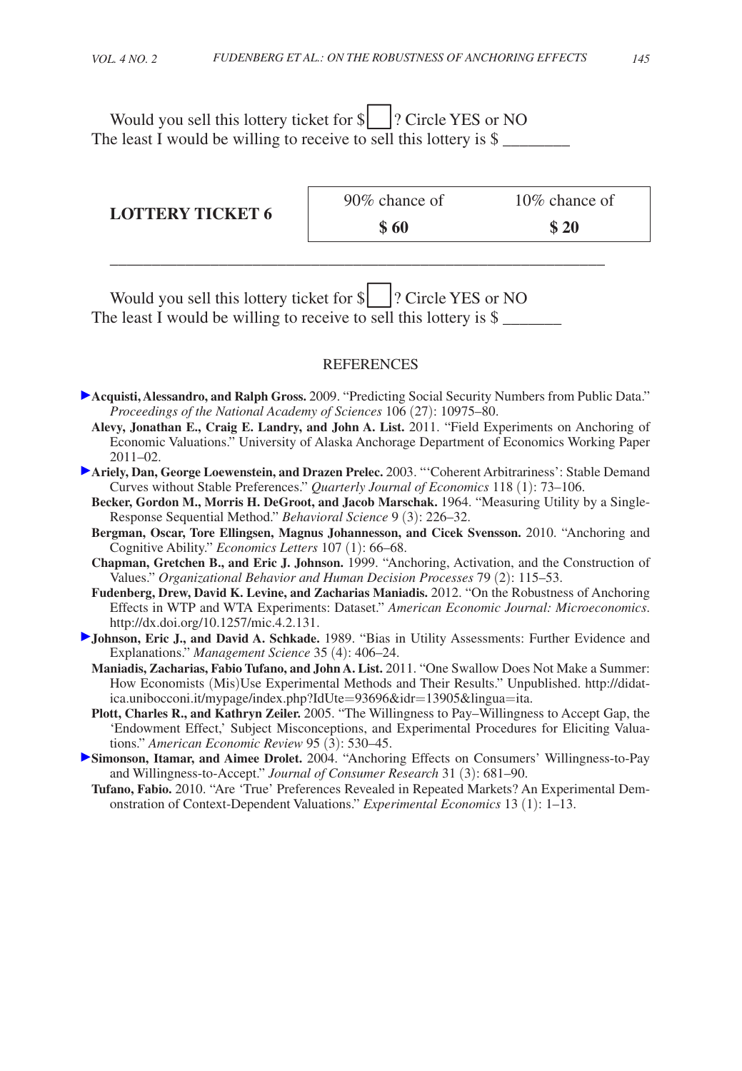Would you sell this lottery ticket for $☐? Circle YES or NO
The least I would be willing to receive to sell this lottery is $ ________

| **LOTTERY TICKET 6** | 90% chance of | 10% chance of |
|---|---|---|
| | **$ 60** | **$ 20** |

---

Would you sell this lottery ticket for $☐? Circle YES or NO
The least I would be willing to receive to sell this lottery is $ _______

## REFERENCES

**Acquisti, Alessandro, and Ralph Gross.** 2009. "Predicting Social Security Numbers from Public Data." *Proceedings of the National Academy of Sciences* 106 (27): 10975–80.

**Alevy, Jonathan E., Craig E. Landry, and John A. List.** 2011. "Field Experiments on Anchoring of Economic Valuations." University of Alaska Anchorage Department of Economics Working Paper 2011–02.

**Ariely, Dan, George Loewenstein, and Drazen Prelec.** 2003. "'Coherent Arbitrariness': Stable Demand Curves without Stable Preferences." *Quarterly Journal of Economics* 118 (1): 73–106.

**Becker, Gordon M., Morris H. DeGroot, and Jacob Marschak.** 1964. "Measuring Utility by a Single-Response Sequential Method." *Behavioral Science* 9 (3): 226–32.

**Bergman, Oscar, Tore Ellingsen, Magnus Johannesson, and Cicek Svensson.** 2010. "Anchoring and Cognitive Ability." *Economics Letters* 107 (1): 66–68.

**Chapman, Gretchen B., and Eric J. Johnson.** 1999. "Anchoring, Activation, and the Construction of Values." *Organizational Behavior and Human Decision Processes* 79 (2): 115–53.

**Fudenberg, Drew, David K. Levine, and Zacharias Maniadis.** 2012. "On the Robustness of Anchoring Effects in WTP and WTA Experiments: Dataset." *American Economic Journal: Microeconomics*. http://dx.doi.org/10.1257/mic.4.2.131.

**Johnson, Eric J., and David A. Schkade.** 1989. "Bias in Utility Assessments: Further Evidence and Explanations." *Management Science* 35 (4): 406–24.

**Maniadis, Zacharias, Fabio Tufano, and John A. List.** 2011. "One Swallow Does Not Make a Summer: How Economists (Mis)Use Experimental Methods and Their Results." Unpublished. http://didattica.unibocconi.it/mypage/index.php?IdUte=93696&idr=13905&lingua=ita.

**Plott, Charles R., and Kathryn Zeiler.** 2005. "The Willingness to Pay–Willingness to Accept Gap, the 'Endowment Effect,' Subject Misconceptions, and Experimental Procedures for Eliciting Valuations." *American Economic Review* 95 (3): 530–45.

**Simonson, Itamar, and Aimee Drolet.** 2004. "Anchoring Effects on Consumers' Willingness-to-Pay and Willingness-to-Accept." *Journal of Consumer Research* 31 (3): 681–90.

**Tufano, Fabio.** 2010. "Are 'True' Preferences Revealed in Repeated Markets? An Experimental Demonstration of Context-Dependent Valuations." *Experimental Economics* 13 (1): 1–13.